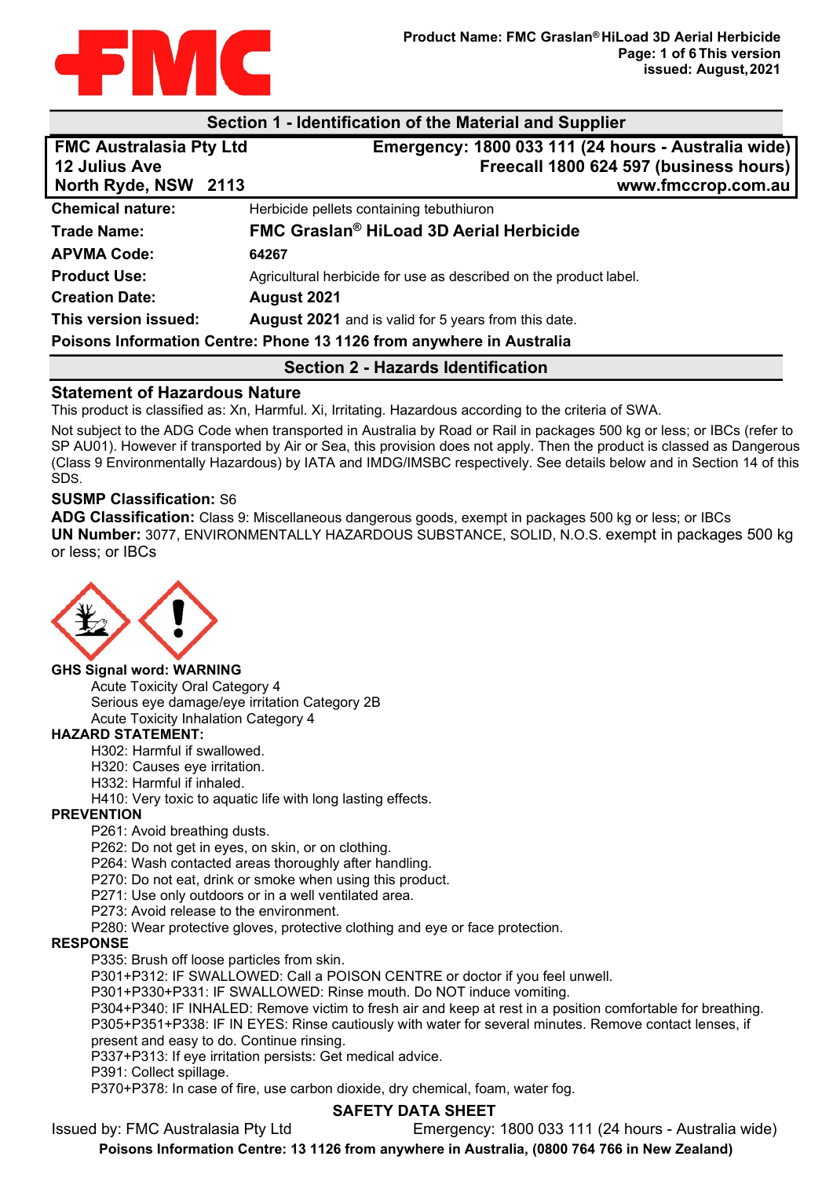## Section 1 - Identification of the Material and Supplier

| FMC Australasia Pty Ltd | Emergency: 1800 033 111 (24 hours - Australia wide) |
|---|---|
| 12 Julius Ave | Freecall 1800 624 597 (business hours) |
| North Ryde, NSW 2113 | www.fmccrop.com.au |

| | |
|---|---|
| **Chemical nature:** | Herbicide pellets containing tebuthiuron |
| **Trade Name:** | **FMC Graslan® HiLoad 3D Aerial Herbicide** |
| **APVMA Code:** | **64267** |
| **Product Use:** | Agricultural herbicide for use as described on the product label. |
| **Creation Date:** | **August 2021** |
| **This version issued:** | **August 2021** and is valid for 5 years from this date. |

**Poisons Information Centre: Phone 13 1126 from anywhere in Australia**

## Section 2 - Hazards Identification

### Statement of Hazardous Nature

This product is classified as: Xn, Harmful. Xi, Irritating. Hazardous according to the criteria of SWA.

Not subject to the ADG Code when transported in Australia by Road or Rail in packages 500 kg or less; or IBCs (refer to SP AU01). However if transported by Air or Sea, this provision does not apply. Then the product is classed as Dangerous (Class 9 Environmentally Hazardous) by IATA and IMDG/IMSBC respectively. See details below and in Section 14 of this SDS.

**SUSMP Classification:** S6

**ADG Classification:** Class 9: Miscellaneous dangerous goods, exempt in packages 500 kg or less; or IBCs

**UN Number:** 3077, ENVIRONMENTALLY HAZARDOUS SUBSTANCE, SOLID, N.O.S. exempt in packages 500 kg or less; or IBCs

**GHS Signal word: WARNING**

- Acute Toxicity Oral Category 4
- Serious eye damage/eye irritation Category 2B
- Acute Toxicity Inhalation Category 4

**HAZARD STATEMENT:**

- H302: Harmful if swallowed.
- H320: Causes eye irritation.
- H332: Harmful if inhaled.
- H410: Very toxic to aquatic life with long lasting effects.

**PREVENTION**

- P261: Avoid breathing dusts.
- P262: Do not get in eyes, on skin, or on clothing.
- P264: Wash contacted areas thoroughly after handling.
- P270: Do not eat, drink or smoke when using this product.
- P271: Use only outdoors or in a well ventilated area.
- P273: Avoid release to the environment.
- P280: Wear protective gloves, protective clothing and eye or face protection.

**RESPONSE**

- P335: Brush off loose particles from skin.
- P301+P312: IF SWALLOWED: Call a POISON CENTRE or doctor if you feel unwell.
- P301+P330+P331: IF SWALLOWED: Rinse mouth. Do NOT induce vomiting.
- P304+P340: IF INHALED: Remove victim to fresh air and keep at rest in a position comfortable for breathing.
- P305+P351+P338: IF IN EYES: Rinse cautiously with water for several minutes. Remove contact lenses, if present and easy to do. Continue rinsing.
- P337+P313: If eye irritation persists: Get medical advice.
- P391: Collect spillage.
- P370+P378: In case of fire, use carbon dioxide, dry chemical, foam, water fog.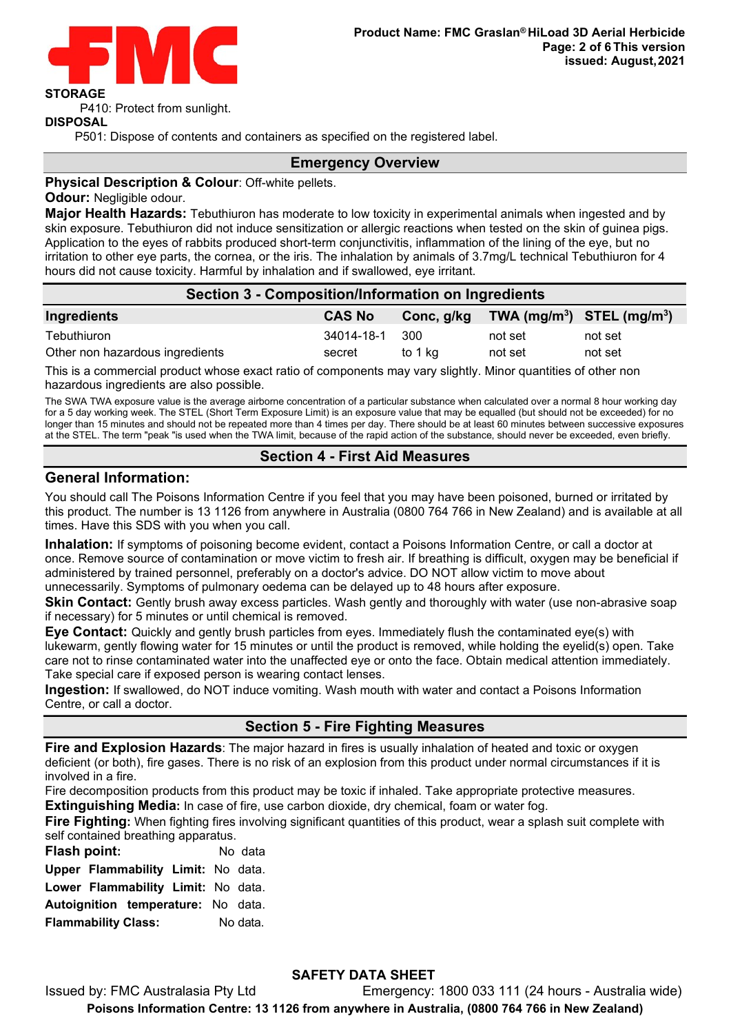**STORAGE**

P410: Protect from sunlight.

**DISPOSAL**

P501: Dispose of contents and containers as specified on the registered label.

## Emergency Overview

**Physical Description & Colour**: Off-white pellets.

**Odour:** Negligible odour.

**Major Health Hazards:** Tebuthiuron has moderate to low toxicity in experimental animals when ingested and by skin exposure. Tebuthiuron did not induce sensitization or allergic reactions when tested on the skin of guinea pigs. Application to the eyes of rabbits produced short-term conjunctivitis, inflammation of the lining of the eye, but no irritation to other eye parts, the cornea, or the iris. The inhalation by animals of 3.7mg/L technical Tebuthiuron for 4 hours did not cause toxicity. Harmful by inhalation and if swallowed, eye irritant.

## Section 3 - Composition/Information on Ingredients

| Ingredients | CAS No | Conc, g/kg | TWA (mg/m$^3$) | STEL (mg/m$^3$) |
|---|---|---|---|---|
| Tebuthiuron | 34014-18-1 | 300 | not set | not set |
| Other non hazardous ingredients | secret | to 1 kg | not set | not set |

This is a commercial product whose exact ratio of components may vary slightly. Minor quantities of other non hazardous ingredients are also possible.

The SWA TWA exposure value is the average airborne concentration of a particular substance when calculated over a normal 8 hour working day for a 5 day working week. The STEL (Short Term Exposure Limit) is an exposure value that may be equalled (but should not be exceeded) for no longer than 15 minutes and should not be repeated more than 4 times per day. There should be at least 60 minutes between successive exposures at the STEL. The term "peak "is used when the TWA limit, because of the rapid action of the substance, should never be exceeded, even briefly.

## Section 4 - First Aid Measures

### General Information:

You should call The Poisons Information Centre if you feel that you may have been poisoned, burned or irritated by this product. The number is 13 1126 from anywhere in Australia (0800 764 766 in New Zealand) and is available at all times. Have this SDS with you when you call.

**Inhalation:** If symptoms of poisoning become evident, contact a Poisons Information Centre, or call a doctor at once. Remove source of contamination or move victim to fresh air. If breathing is difficult, oxygen may be beneficial if administered by trained personnel, preferably on a doctor's advice. DO NOT allow victim to move about unnecessarily. Symptoms of pulmonary oedema can be delayed up to 48 hours after exposure.

**Skin Contact:** Gently brush away excess particles. Wash gently and thoroughly with water (use non-abrasive soap if necessary) for 5 minutes or until chemical is removed.

**Eye Contact:** Quickly and gently brush particles from eyes. Immediately flush the contaminated eye(s) with lukewarm, gently flowing water for 15 minutes or until the product is removed, while holding the eyelid(s) open. Take care not to rinse contaminated water into the unaffected eye or onto the face. Obtain medical attention immediately. Take special care if exposed person is wearing contact lenses.

**Ingestion:** If swallowed, do NOT induce vomiting. Wash mouth with water and contact a Poisons Information Centre, or call a doctor.

## Section 5 - Fire Fighting Measures

**Fire and Explosion Hazards**: The major hazard in fires is usually inhalation of heated and toxic or oxygen deficient (or both), fire gases. There is no risk of an explosion from this product under normal circumstances if it is involved in a fire.

Fire decomposition products from this product may be toxic if inhaled. Take appropriate protective measures.

**Extinguishing Media:** In case of fire, use carbon dioxide, dry chemical, foam or water fog.

**Fire Fighting:** When fighting fires involving significant quantities of this product, wear a splash suit complete with self contained breathing apparatus.

**Flash point:** No data

**Upper Flammability Limit:** No data.

**Lower Flammability Limit:** No data.

**Autoignition temperature:** No data.

**Flammability Class:** No data.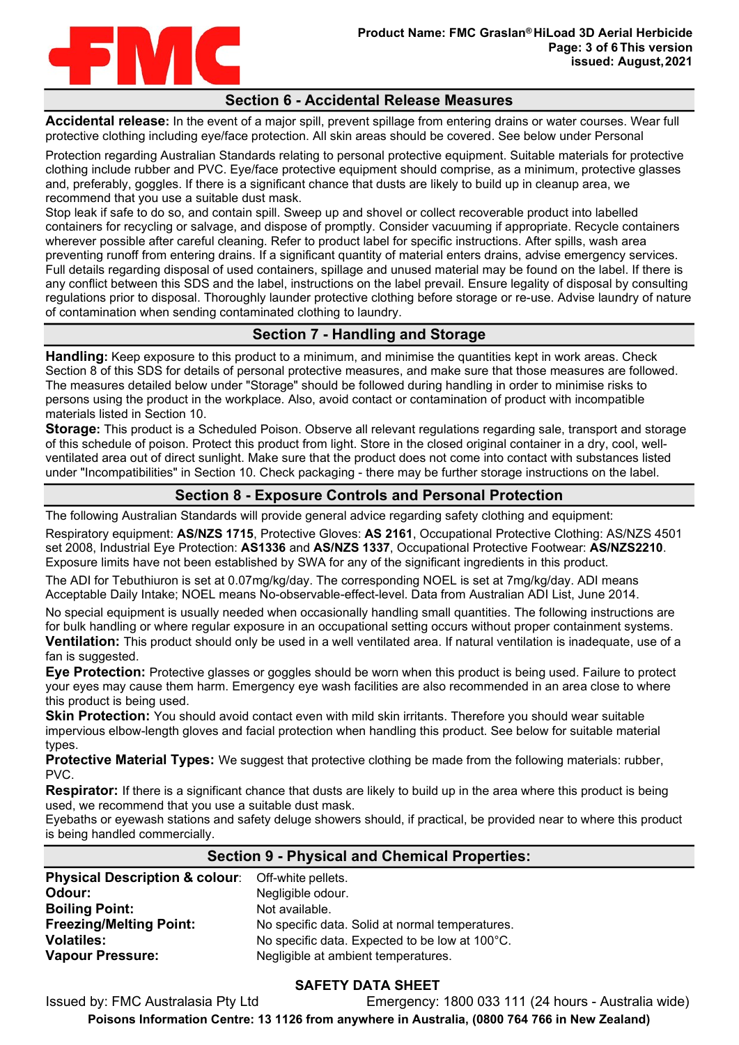## Section 6 - Accidental Release Measures

**Accidental release:** In the event of a major spill, prevent spillage from entering drains or water courses. Wear full protective clothing including eye/face protection. All skin areas should be covered. See below under Personal

Protection regarding Australian Standards relating to personal protective equipment. Suitable materials for protective clothing include rubber and PVC. Eye/face protective equipment should comprise, as a minimum, protective glasses and, preferably, goggles. If there is a significant chance that dusts are likely to build up in cleanup area, we recommend that you use a suitable dust mask.
Stop leak if safe to do so, and contain spill. Sweep up and shovel or collect recoverable product into labelled containers for recycling or salvage, and dispose of promptly. Consider vacuuming if appropriate. Recycle containers wherever possible after careful cleaning. Refer to product label for specific instructions. After spills, wash area preventing runoff from entering drains. If a significant quantity of material enters drains, advise emergency services. Full details regarding disposal of used containers, spillage and unused material may be found on the label. If there is any conflict between this SDS and the label, instructions on the label prevail. Ensure legality of disposal by consulting regulations prior to disposal. Thoroughly launder protective clothing before storage or re-use. Advise laundry of nature of contamination when sending contaminated clothing to laundry.

## Section 7 - Handling and Storage

**Handling:** Keep exposure to this product to a minimum, and minimise the quantities kept in work areas. Check Section 8 of this SDS for details of personal protective measures, and make sure that those measures are followed. The measures detailed below under "Storage" should be followed during handling in order to minimise risks to persons using the product in the workplace. Also, avoid contact or contamination of product with incompatible materials listed in Section 10.

**Storage:** This product is a Scheduled Poison. Observe all relevant regulations regarding sale, transport and storage of this schedule of poison. Protect this product from light. Store in the closed original container in a dry, cool, well-ventilated area out of direct sunlight. Make sure that the product does not come into contact with substances listed under "Incompatibilities" in Section 10. Check packaging - there may be further storage instructions on the label.

## Section 8 - Exposure Controls and Personal Protection

The following Australian Standards will provide general advice regarding safety clothing and equipment:

Respiratory equipment: **AS/NZS 1715**, Protective Gloves: **AS 2161**, Occupational Protective Clothing: AS/NZS 4501 set 2008, Industrial Eye Protection: **AS1336** and **AS/NZS 1337**, Occupational Protective Footwear: **AS/NZS2210**. Exposure limits have not been established by SWA for any of the significant ingredients in this product.

The ADI for Tebuthiuron is set at 0.07mg/kg/day. The corresponding NOEL is set at 7mg/kg/day. ADI means Acceptable Daily Intake; NOEL means No-observable-effect-level. Data from Australian ADI List, June 2014.

No special equipment is usually needed when occasionally handling small quantities. The following instructions are for bulk handling or where regular exposure in an occupational setting occurs without proper containment systems.
**Ventilation:** This product should only be used in a well ventilated area. If natural ventilation is inadequate, use of a fan is suggested.
**Eye Protection:** Protective glasses or goggles should be worn when this product is being used. Failure to protect your eyes may cause them harm. Emergency eye wash facilities are also recommended in an area close to where this product is being used.
**Skin Protection:** You should avoid contact even with mild skin irritants. Therefore you should wear suitable impervious elbow-length gloves and facial protection when handling this product. See below for suitable material types.
**Protective Material Types:** We suggest that protective clothing be made from the following materials: rubber, PVC.
**Respirator:** If there is a significant chance that dusts are likely to build up in the area where this product is being used, we recommend that you use a suitable dust mask.
Eyebaths or eyewash stations and safety deluge showers should, if practical, be provided near to where this product is being handled commercially.

## Section 9 - Physical and Chemical Properties:

| | |
|---|---|
| **Physical Description & colour**: | Off-white pellets. |
| **Odour:** | Negligible odour. |
| **Boiling Point:** | Not available. |
| **Freezing/Melting Point:** | No specific data. Solid at normal temperatures. |
| **Volatiles:** | No specific data. Expected to be low at 100°C. |
| **Vapour Pressure:** | Negligible at ambient temperatures. |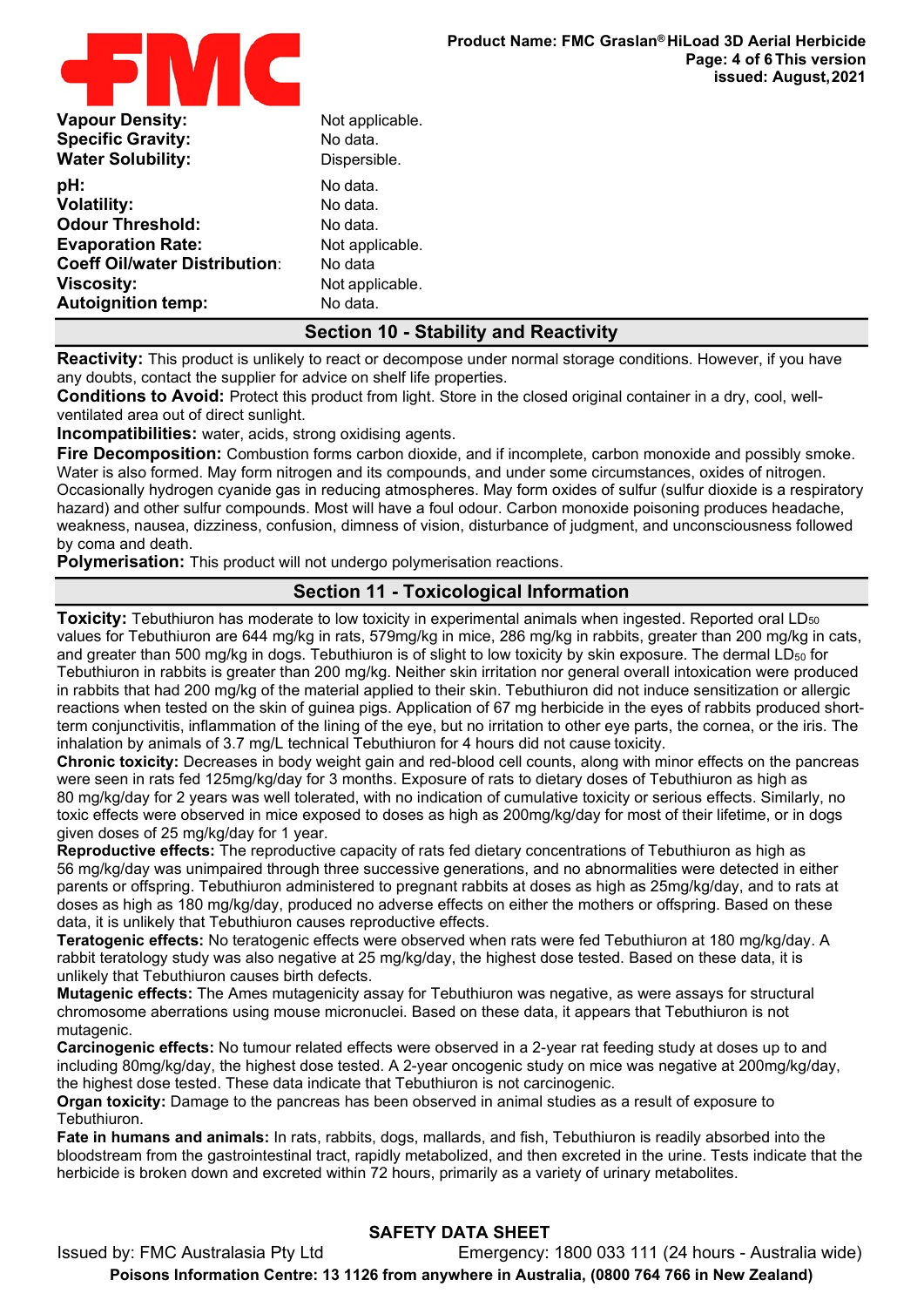| | |
|---|---|
| **Vapour Density:** | Not applicable. |
| **Specific Gravity:** | No data. |
| **Water Solubility:** | Dispersible. |
| **pH:** | No data. |
| **Volatility:** | No data. |
| **Odour Threshold:** | No data. |
| **Evaporation Rate:** | Not applicable. |
| **Coeff Oil/water Distribution:** | No data |
| **Viscosity:** | Not applicable. |
| **Autoignition temp:** | No data. |

## Section 10 - Stability and Reactivity

**Reactivity:** This product is unlikely to react or decompose under normal storage conditions. However, if you have any doubts, contact the supplier for advice on shelf life properties.

**Conditions to Avoid:** Protect this product from light. Store in the closed original container in a dry, cool, well-ventilated area out of direct sunlight.

**Incompatibilities:** water, acids, strong oxidising agents.

**Fire Decomposition:** Combustion forms carbon dioxide, and if incomplete, carbon monoxide and possibly smoke. Water is also formed. May form nitrogen and its compounds, and under some circumstances, oxides of nitrogen. Occasionally hydrogen cyanide gas in reducing atmospheres. May form oxides of sulfur (sulfur dioxide is a respiratory hazard) and other sulfur compounds. Most will have a foul odour. Carbon monoxide poisoning produces headache, weakness, nausea, dizziness, confusion, dimness of vision, disturbance of judgment, and unconsciousness followed by coma and death.

**Polymerisation:** This product will not undergo polymerisation reactions.

## Section 11 - Toxicological Information

**Toxicity:** Tebuthiuron has moderate to low toxicity in experimental animals when ingested. Reported oral $LD_{50}$ values for Tebuthiuron are 644 mg/kg in rats, 579mg/kg in mice, 286 mg/kg in rabbits, greater than 200 mg/kg in cats, and greater than 500 mg/kg in dogs. Tebuthiuron is of slight to low toxicity by skin exposure. The dermal $LD_{50}$ for Tebuthiuron in rabbits is greater than 200 mg/kg. Neither skin irritation nor general overall intoxication were produced in rabbits that had 200 mg/kg of the material applied to their skin. Tebuthiuron did not induce sensitization or allergic reactions when tested on the skin of guinea pigs. Application of 67 mg herbicide in the eyes of rabbits produced short-term conjunctivitis, inflammation of the lining of the eye, but no irritation to other eye parts, the cornea, or the iris. The inhalation by animals of 3.7 mg/L technical Tebuthiuron for 4 hours did not cause toxicity.

**Chronic toxicity:** Decreases in body weight gain and red-blood cell counts, along with minor effects on the pancreas were seen in rats fed 125mg/kg/day for 3 months. Exposure of rats to dietary doses of Tebuthiuron as high as 80 mg/kg/day for 2 years was well tolerated, with no indication of cumulative toxicity or serious effects. Similarly, no toxic effects were observed in mice exposed to doses as high as 200mg/kg/day for most of their lifetime, or in dogs given doses of 25 mg/kg/day for 1 year.

**Reproductive effects:** The reproductive capacity of rats fed dietary concentrations of Tebuthiuron as high as 56 mg/kg/day was unimpaired through three successive generations, and no abnormalities were detected in either parents or offspring. Tebuthiuron administered to pregnant rabbits at doses as high as 25mg/kg/day, and to rats at doses as high as 180 mg/kg/day, produced no adverse effects on either the mothers or offspring. Based on these data, it is unlikely that Tebuthiuron causes reproductive effects.

**Teratogenic effects:** No teratogenic effects were observed when rats were fed Tebuthiuron at 180 mg/kg/day. A rabbit teratology study was also negative at 25 mg/kg/day, the highest dose tested. Based on these data, it is unlikely that Tebuthiuron causes birth defects.

**Mutagenic effects:** The Ames mutagenicity assay for Tebuthiuron was negative, as were assays for structural chromosome aberrations using mouse micronuclei. Based on these data, it appears that Tebuthiuron is not mutagenic.

**Carcinogenic effects:** No tumour related effects were observed in a 2-year rat feeding study at doses up to and including 80mg/kg/day, the highest dose tested. A 2-year oncogenic study on mice was negative at 200mg/kg/day, the highest dose tested. These data indicate that Tebuthiuron is not carcinogenic.

**Organ toxicity:** Damage to the pancreas has been observed in animal studies as a result of exposure to Tebuthiuron.

**Fate in humans and animals:** In rats, rabbits, dogs, mallards, and fish, Tebuthiuron is readily absorbed into the bloodstream from the gastrointestinal tract, rapidly metabolized, and then excreted in the urine. Tests indicate that the herbicide is broken down and excreted within 72 hours, primarily as a variety of urinary metabolites.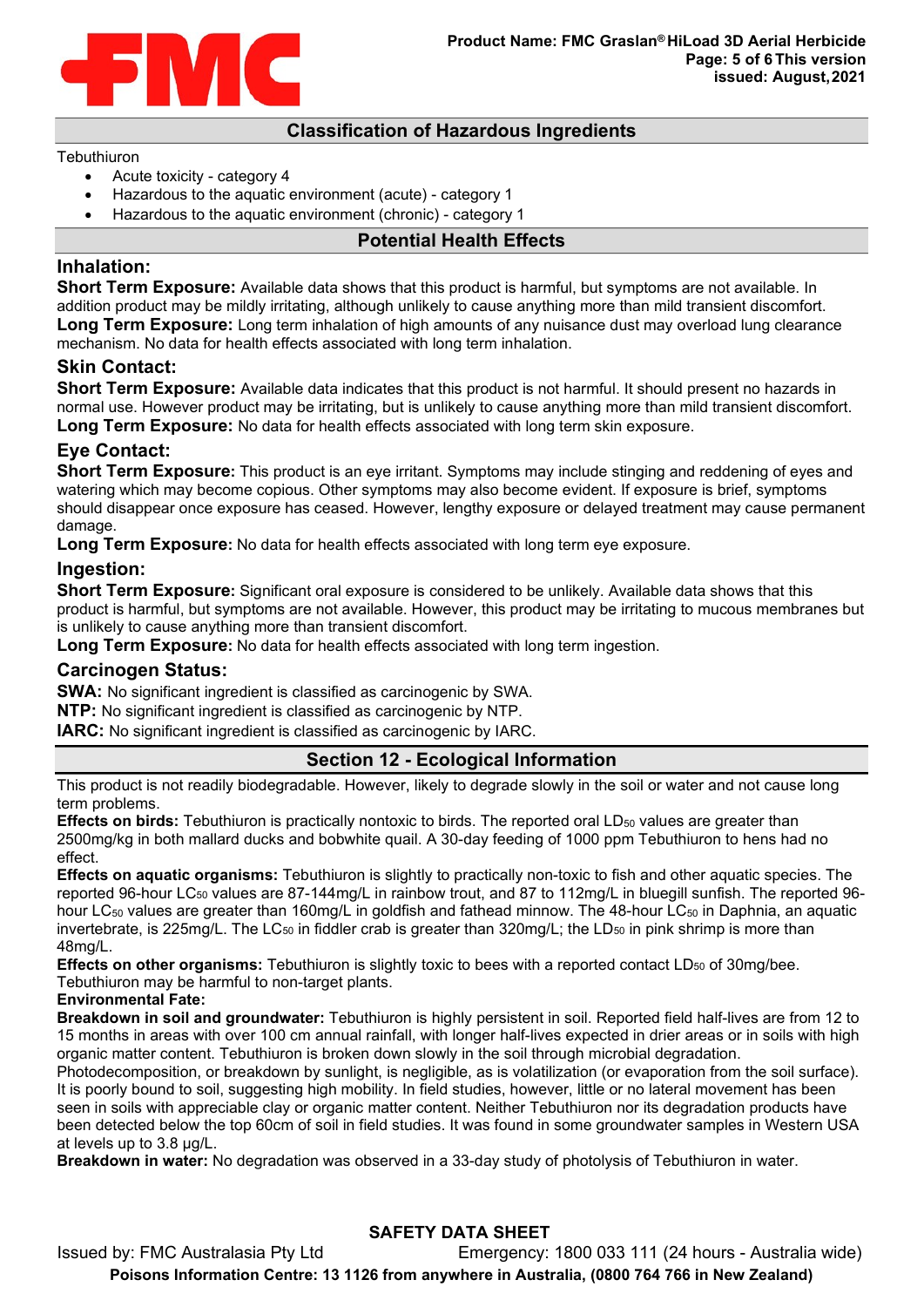## Classification of Hazardous Ingredients

Tebuthiuron

- Acute toxicity - category 4
- Hazardous to the aquatic environment (acute) - category 1
- Hazardous to the aquatic environment (chronic) - category 1

## Potential Health Effects

### Inhalation:

**Short Term Exposure:** Available data shows that this product is harmful, but symptoms are not available. In addition product may be mildly irritating, although unlikely to cause anything more than mild transient discomfort.
**Long Term Exposure:** Long term inhalation of high amounts of any nuisance dust may overload lung clearance mechanism. No data for health effects associated with long term inhalation.

### Skin Contact:

**Short Term Exposure:** Available data indicates that this product is not harmful. It should present no hazards in normal use. However product may be irritating, but is unlikely to cause anything more than mild transient discomfort.
**Long Term Exposure:** No data for health effects associated with long term skin exposure.

### Eye Contact:

**Short Term Exposure:** This product is an eye irritant. Symptoms may include stinging and reddening of eyes and watering which may become copious. Other symptoms may also become evident. If exposure is brief, symptoms should disappear once exposure has ceased. However, lengthy exposure or delayed treatment may cause permanent damage.
**Long Term Exposure:** No data for health effects associated with long term eye exposure.

### Ingestion:

**Short Term Exposure:** Significant oral exposure is considered to be unlikely. Available data shows that this product is harmful, but symptoms are not available. However, this product may be irritating to mucous membranes but is unlikely to cause anything more than transient discomfort.
**Long Term Exposure:** No data for health effects associated with long term ingestion.

### Carcinogen Status:

**SWA:** No significant ingredient is classified as carcinogenic by SWA.
**NTP:** No significant ingredient is classified as carcinogenic by NTP.
**IARC:** No significant ingredient is classified as carcinogenic by IARC.

## Section 12 - Ecological Information

This product is not readily biodegradable. However, likely to degrade slowly in the soil or water and not cause long term problems.

**Effects on birds:** Tebuthiuron is practically nontoxic to birds. The reported oral $LD_{50}$ values are greater than 2500mg/kg in both mallard ducks and bobwhite quail. A 30-day feeding of 1000 ppm Tebuthiuron to hens had no effect.

**Effects on aquatic organisms:** Tebuthiuron is slightly to practically non-toxic to fish and other aquatic species. The reported 96-hour $LC_{50}$ values are 87-144mg/L in rainbow trout, and 87 to 112mg/L in bluegill sunfish. The reported 96-hour $LC_{50}$ values are greater than 160mg/L in goldfish and fathead minnow. The 48-hour $LC_{50}$ in Daphnia, an aquatic invertebrate, is 225mg/L. The $LC_{50}$ in fiddler crab is greater than 320mg/L; the $LD_{50}$ in pink shrimp is more than 48mg/L.

**Effects on other organisms:** Tebuthiuron is slightly toxic to bees with a reported contact $LD_{50}$ of 30mg/bee. Tebuthiuron may be harmful to non-target plants.

**Environmental Fate:**

**Breakdown in soil and groundwater:** Tebuthiuron is highly persistent in soil. Reported field half-lives are from 12 to 15 months in areas with over 100 cm annual rainfall, with longer half-lives expected in drier areas or in soils with high organic matter content. Tebuthiuron is broken down slowly in the soil through microbial degradation.
Photodecomposition, or breakdown by sunlight, is negligible, as is volatilization (or evaporation from the soil surface). It is poorly bound to soil, suggesting high mobility. In field studies, however, little or no lateral movement has been seen in soils with appreciable clay or organic matter content. Neither Tebuthiuron nor its degradation products have been detected below the top 60cm of soil in field studies. It was found in some groundwater samples in Western USA at levels up to 3.8 µg/L.

**Breakdown in water:** No degradation was observed in a 33-day study of photolysis of Tebuthiuron in water.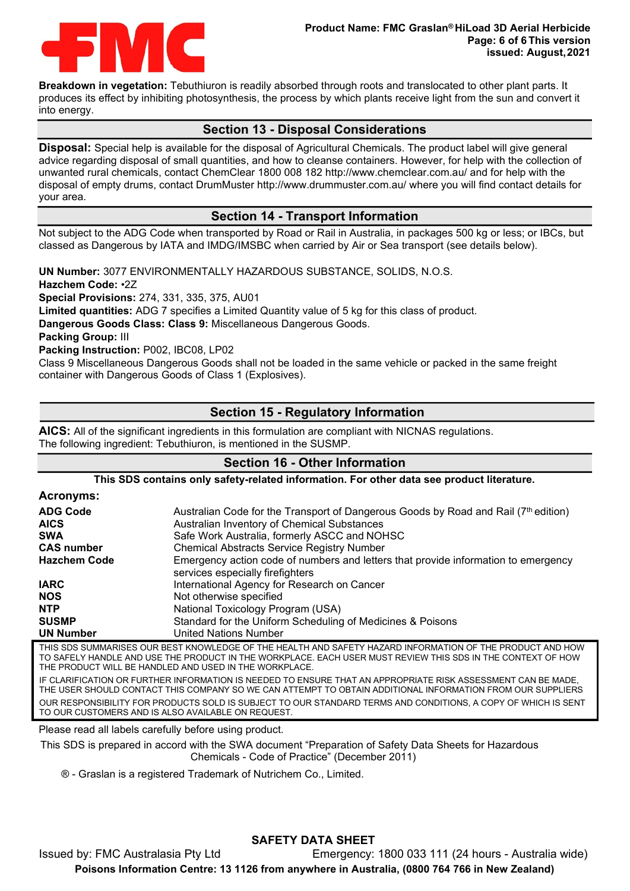**Breakdown in vegetation:** Tebuthiuron is readily absorbed through roots and translocated to other plant parts. It produces its effect by inhibiting photosynthesis, the process by which plants receive light from the sun and convert it into energy.

## Section 13 - Disposal Considerations

**Disposal:** Special help is available for the disposal of Agricultural Chemicals. The product label will give general advice regarding disposal of small quantities, and how to cleanse containers. However, for help with the collection of unwanted rural chemicals, contact ChemClear 1800 008 182 http://www.chemclear.com.au/ and for help with the disposal of empty drums, contact DrumMuster http://www.drummuster.com.au/ where you will find contact details for your area.

## Section 14 - Transport Information

Not subject to the ADG Code when transported by Road or Rail in Australia, in packages 500 kg or less; or IBCs, but classed as Dangerous by IATA and IMDG/IMSBC when carried by Air or Sea transport (see details below).

**UN Number:** 3077 ENVIRONMENTALLY HAZARDOUS SUBSTANCE, SOLIDS, N.O.S.
**Hazchem Code:** •2Z
**Special Provisions:** 274, 331, 335, 375, AU01
**Limited quantities:** ADG 7 specifies a Limited Quantity value of 5 kg for this class of product.
**Dangerous Goods Class: Class 9:** Miscellaneous Dangerous Goods.
**Packing Group:** III
**Packing Instruction:** P002, IBC08, LP02
Class 9 Miscellaneous Dangerous Goods shall not be loaded in the same vehicle or packed in the same freight container with Dangerous Goods of Class 1 (Explosives).

## Section 15 - Regulatory Information

**AICS:** All of the significant ingredients in this formulation are compliant with NICNAS regulations.
The following ingredient: Tebuthiuron, is mentioned in the SUSMP.

## Section 16 - Other Information

**This SDS contains only safety-related information. For other data see product literature.**

**Acronyms:**

| | |
|---|---|
| **ADG Code** | Australian Code for the Transport of Dangerous Goods by Road and Rail (7th edition) |
| **AICS** | Australian Inventory of Chemical Substances |
| **SWA** | Safe Work Australia, formerly ASCC and NOHSC |
| **CAS number** | Chemical Abstracts Service Registry Number |
| **Hazchem Code** | Emergency action code of numbers and letters that provide information to emergency services especially firefighters |
| **IARC** | International Agency for Research on Cancer |
| **NOS** | Not otherwise specified |
| **NTP** | National Toxicology Program (USA) |
| **SUSMP** | Standard for the Uniform Scheduling of Medicines & Poisons |
| **UN Number** | United Nations Number |

THIS SDS SUMMARISES OUR BEST KNOWLEDGE OF THE HEALTH AND SAFETY HAZARD INFORMATION OF THE PRODUCT AND HOW TO SAFELY HANDLE AND USE THE PRODUCT IN THE WORKPLACE. EACH USER MUST REVIEW THIS SDS IN THE CONTEXT OF HOW THE PRODUCT WILL BE HANDLED AND USED IN THE WORKPLACE.

IF CLARIFICATION OR FURTHER INFORMATION IS NEEDED TO ENSURE THAT AN APPROPRIATE RISK ASSESSMENT CAN BE MADE, THE USER SHOULD CONTACT THIS COMPANY SO WE CAN ATTEMPT TO OBTAIN ADDITIONAL INFORMATION FROM OUR SUPPLIERS

OUR RESPONSIBILITY FOR PRODUCTS SOLD IS SUBJECT TO OUR STANDARD TERMS AND CONDITIONS, A COPY OF WHICH IS SENT TO OUR CUSTOMERS AND IS ALSO AVAILABLE ON REQUEST.

Please read all labels carefully before using product.

This SDS is prepared in accord with the SWA document "Preparation of Safety Data Sheets for Hazardous Chemicals - Code of Practice" (December 2011)

® - Graslan is a registered Trademark of Nutrichem Co., Limited.